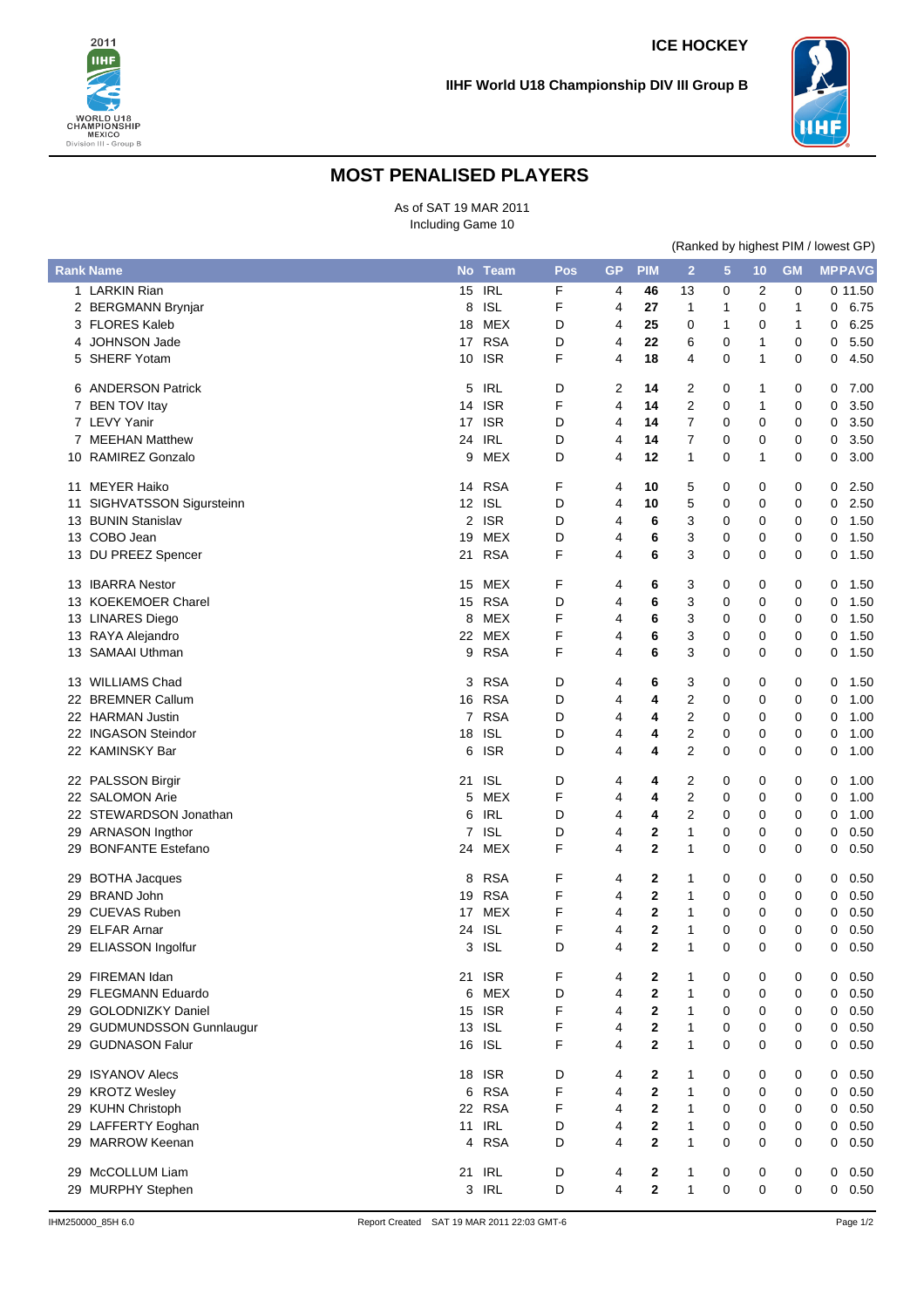ICE HOCKEY

IIHF World U18 Championship DIV III Group B

# MOST PENALISED PLAYERS

As of SAT 19 MAR 2011
Including Game 10

(Ranked by highest PIM / lowest GP)

| Rank | Name | No | Team | Pos | GP | PIM | 2 | 5 | 10 | GM | MP | PAVG |
|---|---|---|---|---|---|---|---|---|---|---|---|---|
| 1 | LARKIN Rian | 15 | IRL | F | 4 | **46** | 13 | 0 | 2 | 0 | 0 | 11.50 |
| 2 | BERGMANN Brynjar | 8 | ISL | F | 4 | **27** | 1 | 1 | 0 | 1 | 0 | 6.75 |
| 3 | FLORES Kaleb | 18 | MEX | D | 4 | **25** | 0 | 1 | 0 | 1 | 0 | 6.25 |
| 4 | JOHNSON Jade | 17 | RSA | D | 4 | **22** | 6 | 0 | 1 | 0 | 0 | 5.50 |
| 5 | SHERF Yotam | 10 | ISR | F | 4 | **18** | 4 | 0 | 1 | 0 | 0 | 4.50 |
| 6 | ANDERSON Patrick | 5 | IRL | D | 2 | **14** | 2 | 0 | 1 | 0 | 0 | 7.00 |
| 7 | BEN TOV Itay | 14 | ISR | F | 4 | **14** | 2 | 0 | 1 | 0 | 0 | 3.50 |
| 7 | LEVY Yanir | 17 | ISR | D | 4 | **14** | 7 | 0 | 0 | 0 | 0 | 3.50 |
| 7 | MEEHAN Matthew | 24 | IRL | D | 4 | **14** | 7 | 0 | 0 | 0 | 0 | 3.50 |
| 10 | RAMIREZ Gonzalo | 9 | MEX | D | 4 | **12** | 1 | 0 | 1 | 0 | 0 | 3.00 |
| 11 | MEYER Haiko | 14 | RSA | F | 4 | **10** | 5 | 0 | 0 | 0 | 0 | 2.50 |
| 11 | SIGHVATSSON Sigursteinn | 12 | ISL | D | 4 | **10** | 5 | 0 | 0 | 0 | 0 | 2.50 |
| 13 | BUNIN Stanislav | 2 | ISR | D | 4 | **6** | 3 | 0 | 0 | 0 | 0 | 1.50 |
| 13 | COBO Jean | 19 | MEX | D | 4 | **6** | 3 | 0 | 0 | 0 | 0 | 1.50 |
| 13 | DU PREEZ Spencer | 21 | RSA | F | 4 | **6** | 3 | 0 | 0 | 0 | 0 | 1.50 |
| 13 | IBARRA Nestor | 15 | MEX | F | 4 | **6** | 3 | 0 | 0 | 0 | 0 | 1.50 |
| 13 | KOEKEMOER Charel | 15 | RSA | D | 4 | **6** | 3 | 0 | 0 | 0 | 0 | 1.50 |
| 13 | LINARES Diego | 8 | MEX | F | 4 | **6** | 3 | 0 | 0 | 0 | 0 | 1.50 |
| 13 | RAYA Alejandro | 22 | MEX | F | 4 | **6** | 3 | 0 | 0 | 0 | 0 | 1.50 |
| 13 | SAMAAI Uthman | 9 | RSA | F | 4 | **6** | 3 | 0 | 0 | 0 | 0 | 1.50 |
| 13 | WILLIAMS Chad | 3 | RSA | D | 4 | **6** | 3 | 0 | 0 | 0 | 0 | 1.50 |
| 22 | BREMNER Callum | 16 | RSA | D | 4 | **4** | 2 | 0 | 0 | 0 | 0 | 1.00 |
| 22 | HARMAN Justin | 7 | RSA | D | 4 | **4** | 2 | 0 | 0 | 0 | 0 | 1.00 |
| 22 | INGASON Steindor | 18 | ISL | D | 4 | **4** | 2 | 0 | 0 | 0 | 0 | 1.00 |
| 22 | KAMINSKY Bar | 6 | ISR | D | 4 | **4** | 2 | 0 | 0 | 0 | 0 | 1.00 |
| 22 | PALSSON Birgir | 21 | ISL | D | 4 | **4** | 2 | 0 | 0 | 0 | 0 | 1.00 |
| 22 | SALOMON Arie | 5 | MEX | F | 4 | **4** | 2 | 0 | 0 | 0 | 0 | 1.00 |
| 22 | STEWARDSON Jonathan | 6 | IRL | D | 4 | **4** | 2 | 0 | 0 | 0 | 0 | 1.00 |
| 29 | ARNASON Ingthor | 7 | ISL | D | 4 | **2** | 1 | 0 | 0 | 0 | 0 | 0.50 |
| 29 | BONFANTE Estefano | 24 | MEX | F | 4 | **2** | 1 | 0 | 0 | 0 | 0 | 0.50 |
| 29 | BOTHA Jacques | 8 | RSA | F | 4 | **2** | 1 | 0 | 0 | 0 | 0 | 0.50 |
| 29 | BRAND John | 19 | RSA | F | 4 | **2** | 1 | 0 | 0 | 0 | 0 | 0.50 |
| 29 | CUEVAS Ruben | 17 | MEX | F | 4 | **2** | 1 | 0 | 0 | 0 | 0 | 0.50 |
| 29 | ELFAR Arnar | 24 | ISL | F | 4 | **2** | 1 | 0 | 0 | 0 | 0 | 0.50 |
| 29 | ELIASSON Ingolfur | 3 | ISL | D | 4 | **2** | 1 | 0 | 0 | 0 | 0 | 0.50 |
| 29 | FIREMAN Idan | 21 | ISR | F | 4 | **2** | 1 | 0 | 0 | 0 | 0 | 0.50 |
| 29 | FLEGMANN Eduardo | 6 | MEX | D | 4 | **2** | 1 | 0 | 0 | 0 | 0 | 0.50 |
| 29 | GOLODNIZKY Daniel | 15 | ISR | F | 4 | **2** | 1 | 0 | 0 | 0 | 0 | 0.50 |
| 29 | GUDMUNDSSON Gunnlaugur | 13 | ISL | F | 4 | **2** | 1 | 0 | 0 | 0 | 0 | 0.50 |
| 29 | GUDNASON Falur | 16 | ISL | F | 4 | **2** | 1 | 0 | 0 | 0 | 0 | 0.50 |
| 29 | ISYANOV Alecs | 18 | ISR | D | 4 | **2** | 1 | 0 | 0 | 0 | 0 | 0.50 |
| 29 | KROTZ Wesley | 6 | RSA | F | 4 | **2** | 1 | 0 | 0 | 0 | 0 | 0.50 |
| 29 | KUHN Christoph | 22 | RSA | F | 4 | **2** | 1 | 0 | 0 | 0 | 0 | 0.50 |
| 29 | LAFFERTY Eoghan | 11 | IRL | D | 4 | **2** | 1 | 0 | 0 | 0 | 0 | 0.50 |
| 29 | MARROW Keenan | 4 | RSA | D | 4 | **2** | 1 | 0 | 0 | 0 | 0 | 0.50 |
| 29 | McCOLLUM Liam | 21 | IRL | D | 4 | **2** | 1 | 0 | 0 | 0 | 0 | 0.50 |
| 29 | MURPHY Stephen | 3 | IRL | D | 4 | **2** | 1 | 0 | 0 | 0 | 0 | 0.50 |

IHM250000_85H 6.0 Report Created SAT 19 MAR 2011 22:03 GMT-6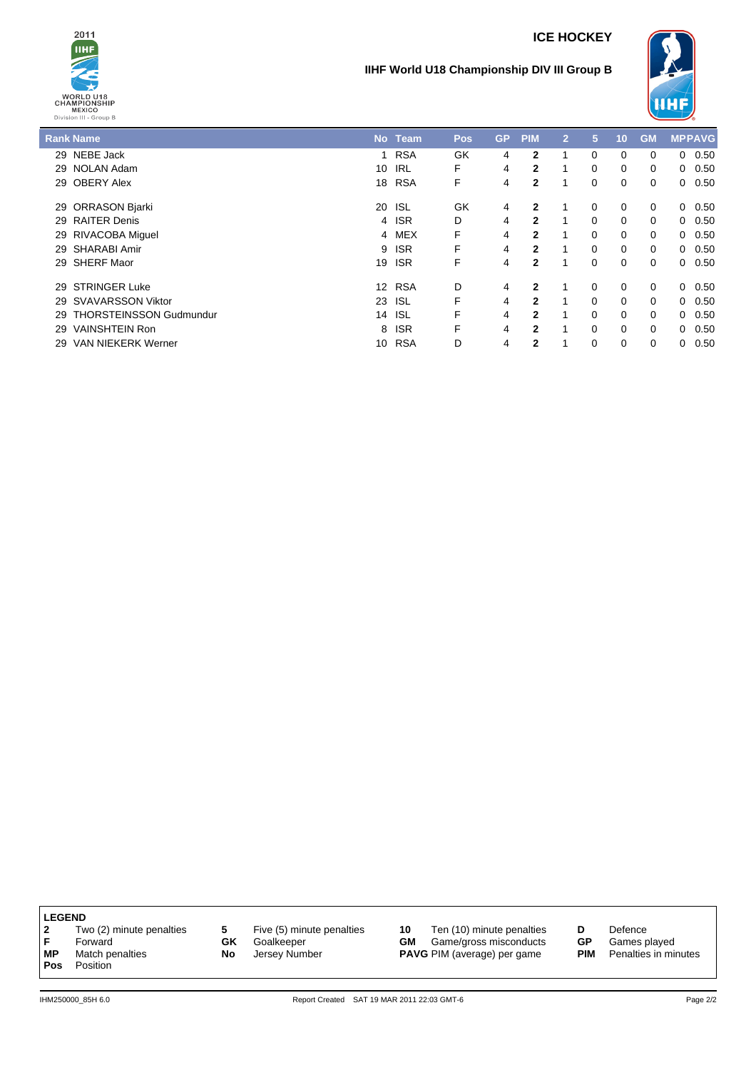**ICE HOCKEY**

**IIHF World U18 Championship DIV III Group B**

| Rank | Name | No | Team | Pos | GP | PIM | 2 | 5 | 10 | GM | MP | PAVG |
|---|---|---|---|---|---|---|---|---|---|---|---|---|
| 29 | NEBE Jack | 1 | RSA | GK | 4 | **2** | 1 | 0 | 0 | 0 | 0 | 0.50 |
| 29 | NOLAN Adam | 10 | IRL | F | 4 | **2** | 1 | 0 | 0 | 0 | 0 | 0.50 |
| 29 | OBERY Alex | 18 | RSA | F | 4 | **2** | 1 | 0 | 0 | 0 | 0 | 0.50 |
| 29 | ORRASON Bjarki | 20 | ISL | GK | 4 | **2** | 1 | 0 | 0 | 0 | 0 | 0.50 |
| 29 | RAITER Denis | 4 | ISR | D | 4 | **2** | 1 | 0 | 0 | 0 | 0 | 0.50 |
| 29 | RIVACOBA Miguel | 4 | MEX | F | 4 | **2** | 1 | 0 | 0 | 0 | 0 | 0.50 |
| 29 | SHARABI Amir | 9 | ISR | F | 4 | **2** | 1 | 0 | 0 | 0 | 0 | 0.50 |
| 29 | SHERF Maor | 19 | ISR | F | 4 | **2** | 1 | 0 | 0 | 0 | 0 | 0.50 |
| 29 | STRINGER Luke | 12 | RSA | D | 4 | **2** | 1 | 0 | 0 | 0 | 0 | 0.50 |
| 29 | SVAVARSSON Viktor | 23 | ISL | F | 4 | **2** | 1 | 0 | 0 | 0 | 0 | 0.50 |
| 29 | THORSTEINSSON Gudmundur | 14 | ISL | F | 4 | **2** | 1 | 0 | 0 | 0 | 0 | 0.50 |
| 29 | VAINSHTEIN Ron | 8 | ISR | F | 4 | **2** | 1 | 0 | 0 | 0 | 0 | 0.50 |
| 29 | VAN NIEKERK Werner | 10 | RSA | D | 4 | **2** | 1 | 0 | 0 | 0 | 0 | 0.50 |

**LEGEND**

| | | | | | | | | | |
|---|---|---|---|---|---|---|---|---|---|
| **2** | Two (2) minute penalties | **5** | Five (5) minute penalties | **10** | Ten (10) minute penalties | **D** | Defence | | |
| **F** | Forward | **GK** | Goalkeeper | **GM** | Game/gross misconducts | **GP** | Games played | | |
| **MP** | Match penalties | **No** | Jersey Number | **PAVG** | PIM (average) per game | **PIM** | Penalties in minutes | | |
| **Pos** | Position | | | | | | | | |

IHM250000_85H 6.0 Report Created SAT 19 MAR 2011 22:03 GMT-6